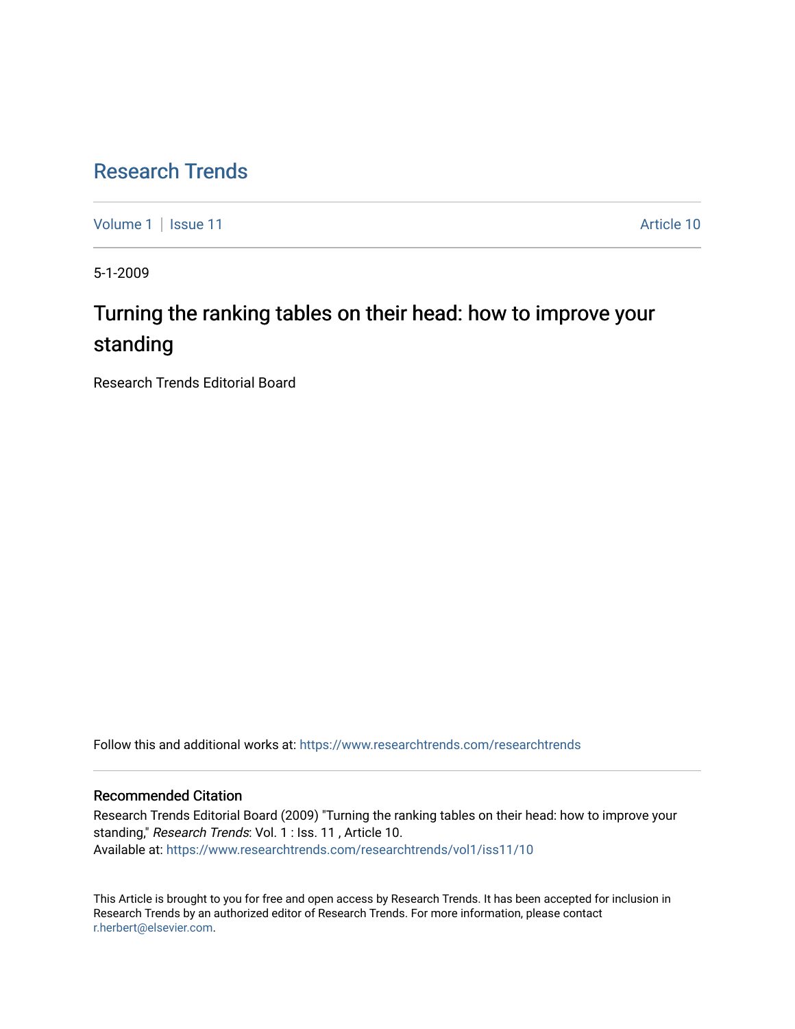# Research Trends

Volume 1 | Issue 11 Article 10

5-1-2009

## Turning the ranking tables on their head: how to improve your standing

Research Trends Editorial Board

Follow this and additional works at: https://www.researchtrends.com/researchtrends

### Recommended Citation

Research Trends Editorial Board (2009) "Turning the ranking tables on their head: how to improve your standing," *Research Trends*: Vol. 1 : Iss. 11 , Article 10.
Available at: https://www.researchtrends.com/researchtrends/vol1/iss11/10

This Article is brought to you for free and open access by Research Trends. It has been accepted for inclusion in Research Trends by an authorized editor of Research Trends. For more information, please contact r.herbert@elsevier.com.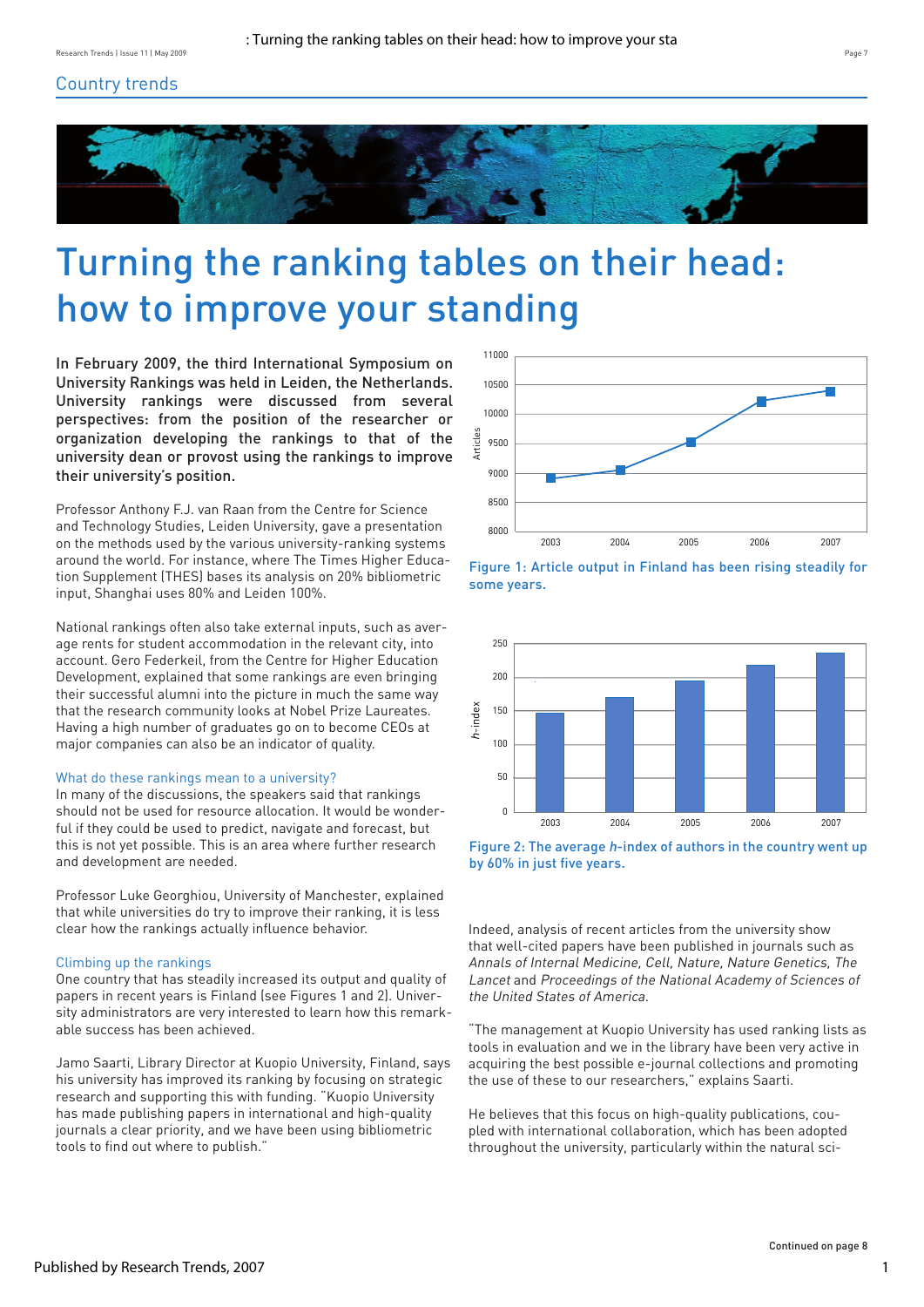Country trends

# Turning the ranking tables on their head: how to improve your standing

**In February 2009, the third International Symposium on University Rankings was held in Leiden, the Netherlands. University rankings were discussed from several perspectives: from the position of the researcher or organization developing the rankings to that of the university dean or provost using the rankings to improve their university's position.**

Professor Anthony F.J. van Raan from the Centre for Science and Technology Studies, Leiden University, gave a presentation on the methods used by the various university-ranking systems around the world. For instance, where The Times Higher Education Supplement (THES) bases its analysis on 20% bibliometric input, Shanghai uses 80% and Leiden 100%.

National rankings often also take external inputs, such as average rents for student accommodation in the relevant city, into account. Gero Federkeil, from the Centre for Higher Education Development, explained that some rankings are even bringing their successful alumni into the picture in much the same way that the research community looks at Nobel Prize Laureates. Having a high number of graduates go on to become CEOs at major companies can also be an indicator of quality.

### What do these rankings mean to a university?

In many of the discussions, the speakers said that rankings should not be used for resource allocation. It would be wonderful if they could be used to predict, navigate and forecast, but this is not yet possible. This is an area where further research and development are needed.

Professor Luke Georghiou, University of Manchester, explained that while universities do try to improve their ranking, it is less clear how the rankings actually influence behavior.

### Climbing up the rankings

One country that has steadily increased its output and quality of papers in recent years is Finland (see Figures 1 and 2). University administrators are very interested to learn how this remarkable success has been achieved.

Jamo Saarti, Library Director at Kuopio University, Finland, says his university has improved its ranking by focusing on strategic research and supporting this with funding. "Kuopio University has made publishing papers in international and high-quality journals a clear priority, and we have been using bibliometric tools to find out where to publish."

Figure 1: Article output in Finland has been rising steadily for some years.

Figure 2: The average *h*-index of authors in the country went up by 60% in just five years.

Indeed, analysis of recent articles from the university show that well-cited papers have been published in journals such as *Annals of Internal Medicine, Cell, Nature, Nature Genetics, The Lancet* and *Proceedings of the National Academy of Sciences of the United States of America.*

"The management at Kuopio University has used ranking lists as tools in evaluation and we in the library have been very active in acquiring the best possible e-journal collections and promoting the use of these to our researchers," explains Saarti.

He believes that this focus on high-quality publications, coupled with international collaboration, which has been adopted throughout the university, particularly within the natural sci-

Continued on page 8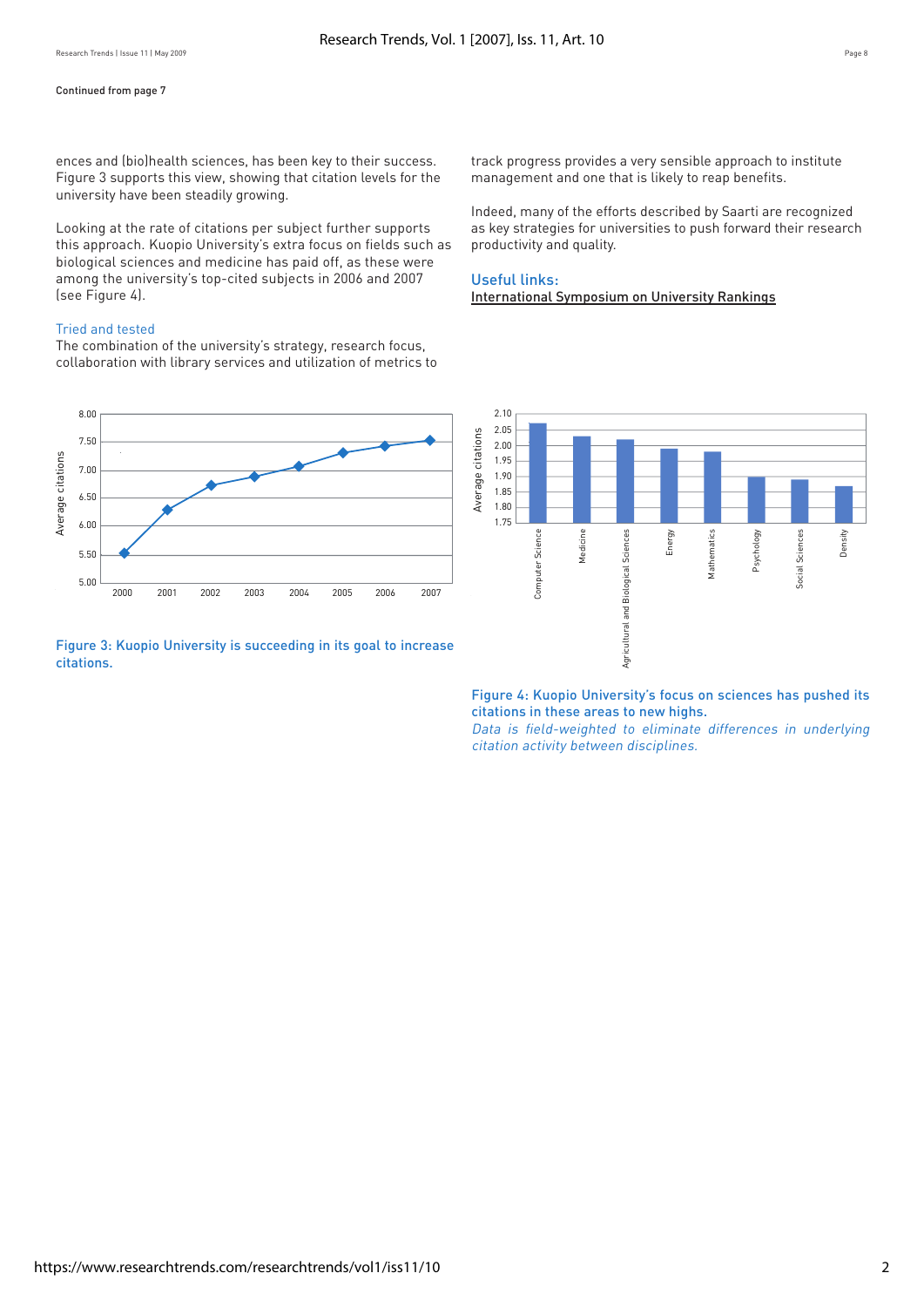Continued from page 7

ences and (bio)health sciences, has been key to their success. Figure 3 supports this view, showing that citation levels for the university have been steadily growing.

Looking at the rate of citations per subject further supports this approach. Kuopio University's extra focus on fields such as biological sciences and medicine has paid off, as these were among the university's top-cited subjects in 2006 and 2007 (see Figure 4).

### Tried and tested

The combination of the university's strategy, research focus, collaboration with library services and utilization of metrics to track progress provides a very sensible approach to institute management and one that is likely to reap benefits.

Indeed, many of the efforts described by Saarti are recognized as key strategies for universities to push forward their research productivity and quality.

### Useful links:

International Symposium on University Rankings

Average citations
8.00
7.50
7.00
6.50
6.00
5.50
5.00
2000 2001 2002 2003 2004 2005 2006 2007

Figure 3: Kuopio University is succeeding in its goal to increase citations.

Average citations
2.10
2.05
2.00
1.95
1.90
1.85
1.80
1.75
Computer Science
Medicine
Agricultural and Biological Sciences
Energy
Mathematics
Psychology
Social Sciences
Density

Figure 4: Kuopio University's focus on sciences has pushed its citations in these areas to new highs.

*Data is field-weighted to eliminate differences in underlying citation activity between disciplines.*